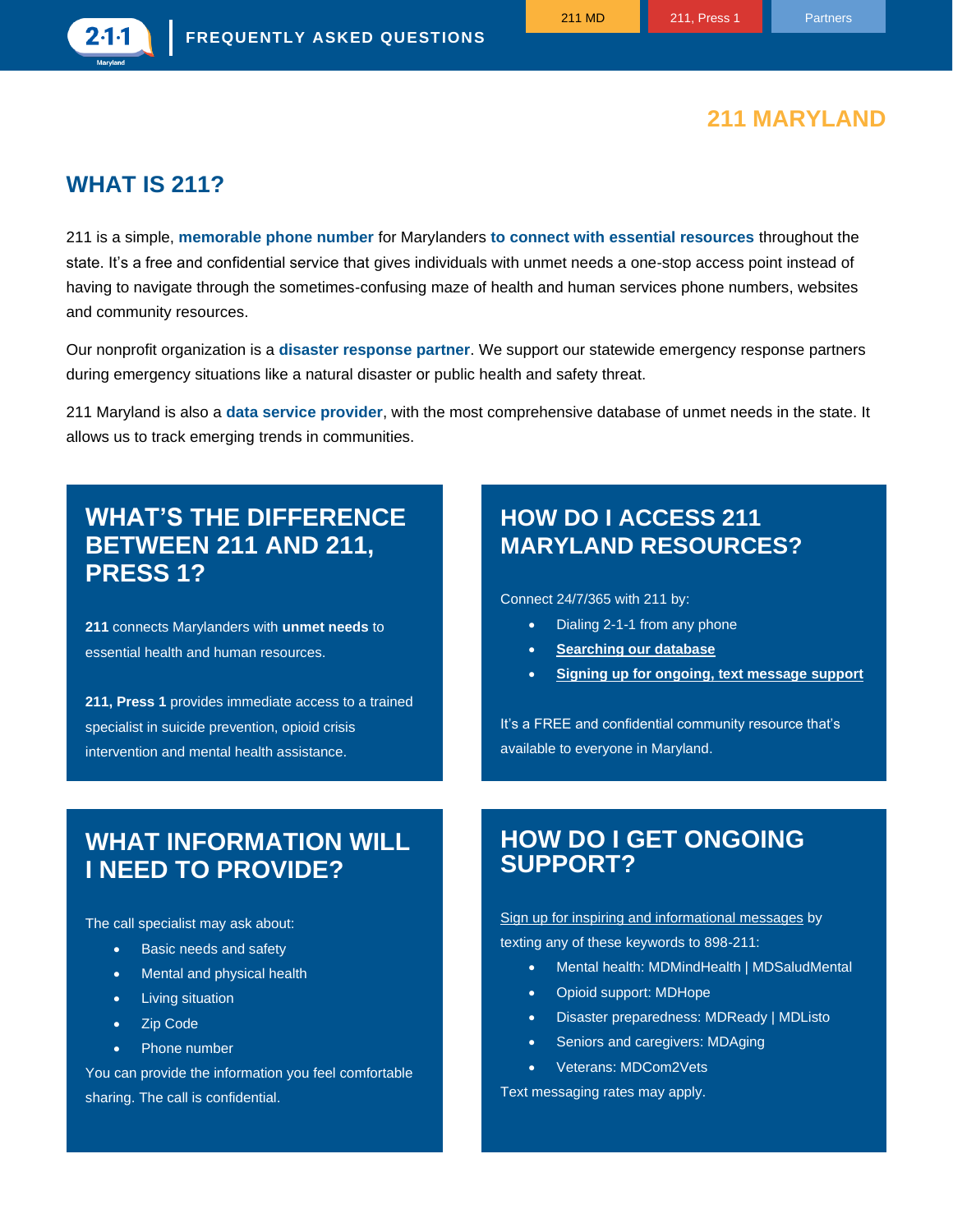# FREQUENTLY ASKED QUESTIONS

## 211 MARYLAND

## WHAT IS 211?

211 is a simple, **memorable phone number** for Marylanders **to connect with essential resources** throughout the state. It's a free and confidential service that gives individuals with unmet needs a one-stop access point instead of having to navigate through the sometimes-confusing maze of health and human services phone numbers, websites and community resources.

Our nonprofit organization is a **disaster response partner**. We support our statewide emergency response partners during emergency situations like a natural disaster or public health and safety threat.

211 Maryland is also a **data service provider**, with the most comprehensive database of unmet needs in the state. It allows us to track emerging trends in communities.

## WHAT'S THE DIFFERENCE BETWEEN 211 AND 211, PRESS 1?

**211** connects Marylanders with **unmet needs** to essential health and human resources.

**211, Press 1** provides immediate access to a trained specialist in suicide prevention, opioid crisis intervention and mental health assistance.

## HOW DO I ACCESS 211 MARYLAND RESOURCES?

Connect 24/7/365 with 211 by:

- Dialing 2-1-1 from any phone
- **Searching our database**
- **Signing up for ongoing, text message support**

It's a FREE and confidential community resource that's available to everyone in Maryland.

## WHAT INFORMATION WILL I NEED TO PROVIDE?

The call specialist may ask about:

- Basic needs and safety
- Mental and physical health
- Living situation
- Zip Code
- Phone number

You can provide the information you feel comfortable sharing. The call is confidential.

## HOW DO I GET ONGOING SUPPORT?

Sign up for inspiring and informational messages by texting any of these keywords to 898-211:

- Mental health: MDMindHealth | MDSaludMental
- Opioid support: MDHope
- Disaster preparedness: MDReady | MDListo
- Seniors and caregivers: MDAging
- Veterans: MDCom2Vets

Text messaging rates may apply.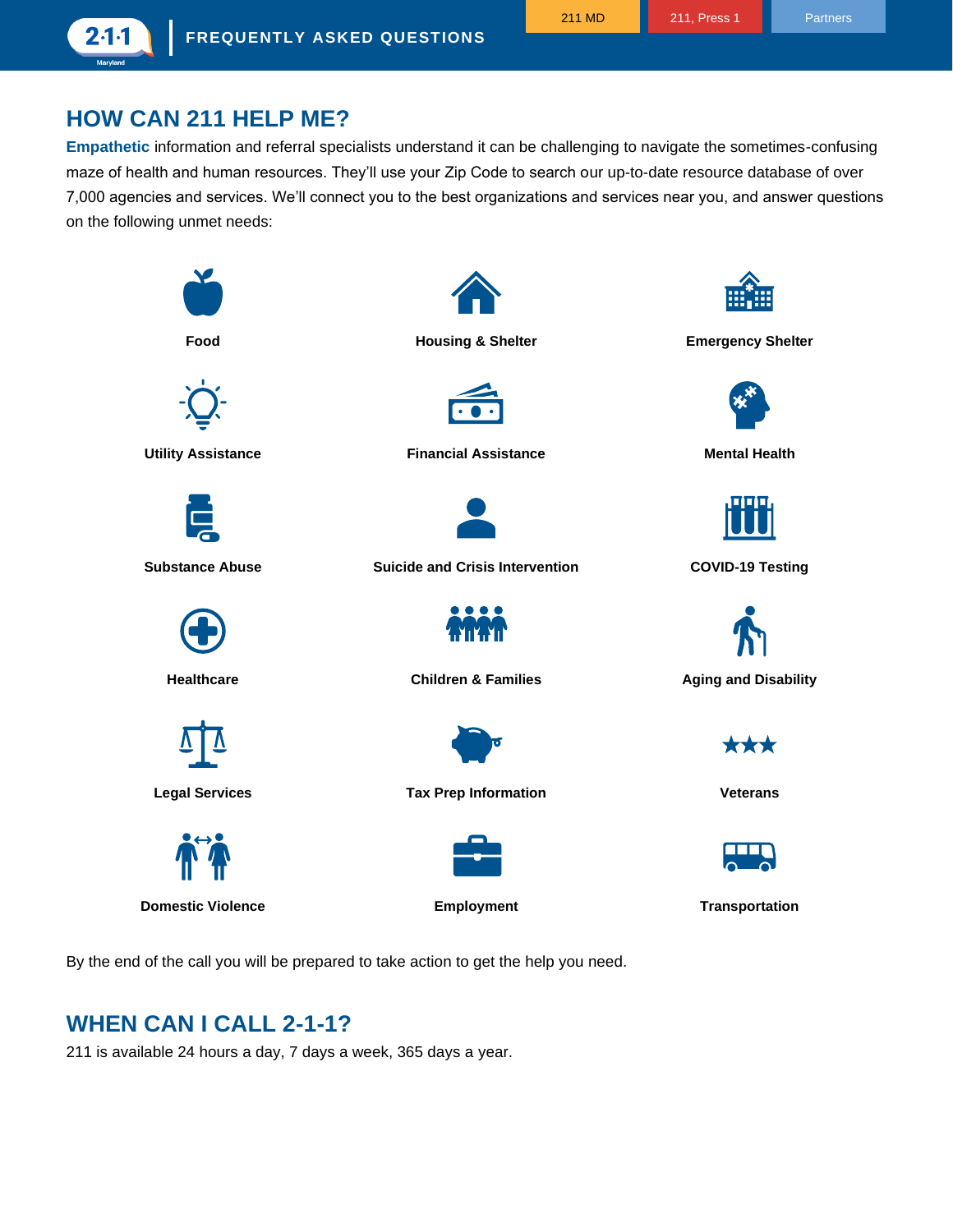## HOW CAN 211 HELP ME?

**Empathetic** information and referral specialists understand it can be challenging to navigate the sometimes-confusing maze of health and human resources. They'll use your Zip Code to search our up-to-date resource database of over 7,000 agencies and services. We'll connect you to the best organizations and services near you, and answer questions on the following unmet needs:

| | | |
|---|---|---|
| **Food** | **Housing & Shelter** | **Emergency Shelter** |
| **Utility Assistance** | **Financial Assistance** | **Mental Health** |
| **Substance Abuse** | **Suicide and Crisis Intervention** | **COVID-19 Testing** |
| **Healthcare** | **Children & Families** | **Aging and Disability** |
| **Legal Services** | **Tax Prep Information** | **Veterans** |
| **Domestic Violence** | **Employment** | **Transportation** |

By the end of the call you will be prepared to take action to get the help you need.

## WHEN CAN I CALL 2-1-1?

211 is available 24 hours a day, 7 days a week, 365 days a year.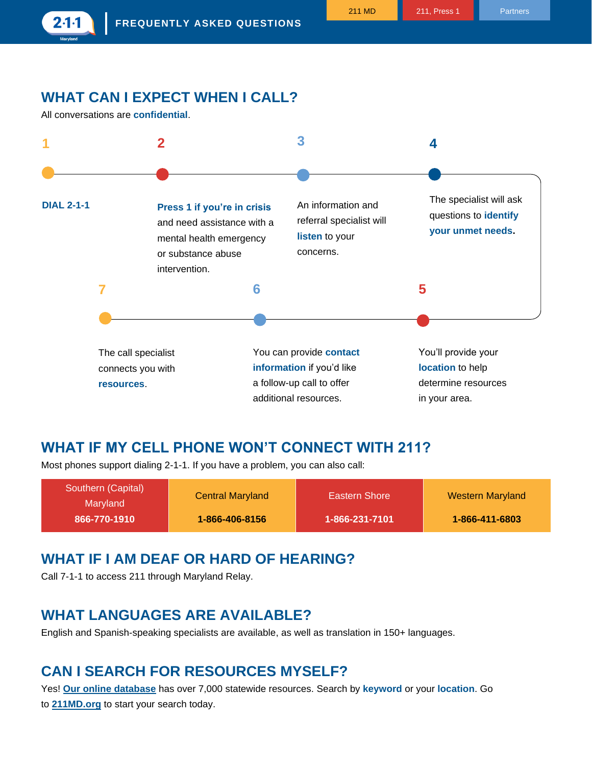# WHAT CAN I EXPECT WHEN I CALL?

All conversations are **confidential**.

1. **DIAL 2-1-1**
2. **Press 1 if you're in crisis** and need assistance with a mental health emergency or substance abuse intervention.
3. An information and referral specialist will **listen** to your concerns.
4. The specialist will ask questions to **identify your unmet needs**.
5. You'll provide your **location** to help determine resources in your area.
6. You can provide **contact information** if you'd like a follow-up call to offer additional resources.
7. The call specialist connects you with **resources**.

# WHAT IF MY CELL PHONE WON'T CONNECT WITH 211?

Most phones support dialing 2-1-1. If you have a problem, you can also call:

| Southern (Capital) Maryland | Central Maryland | Eastern Shore | Western Maryland |
|---|---|---|---|
| **866-770-1910** | **1-866-406-8156** | **1-866-231-7101** | **1-866-411-6803** |

# WHAT IF I AM DEAF OR HARD OF HEARING?

Call 7-1-1 to access 211 through Maryland Relay.

# WHAT LANGUAGES ARE AVAILABLE?

English and Spanish-speaking specialists are available, as well as translation in 150+ languages.

# CAN I SEARCH FOR RESOURCES MYSELF?

Yes! **Our online database** has over 7,000 statewide resources. Search by **keyword** or your **location**. Go to **211MD.org** to start your search today.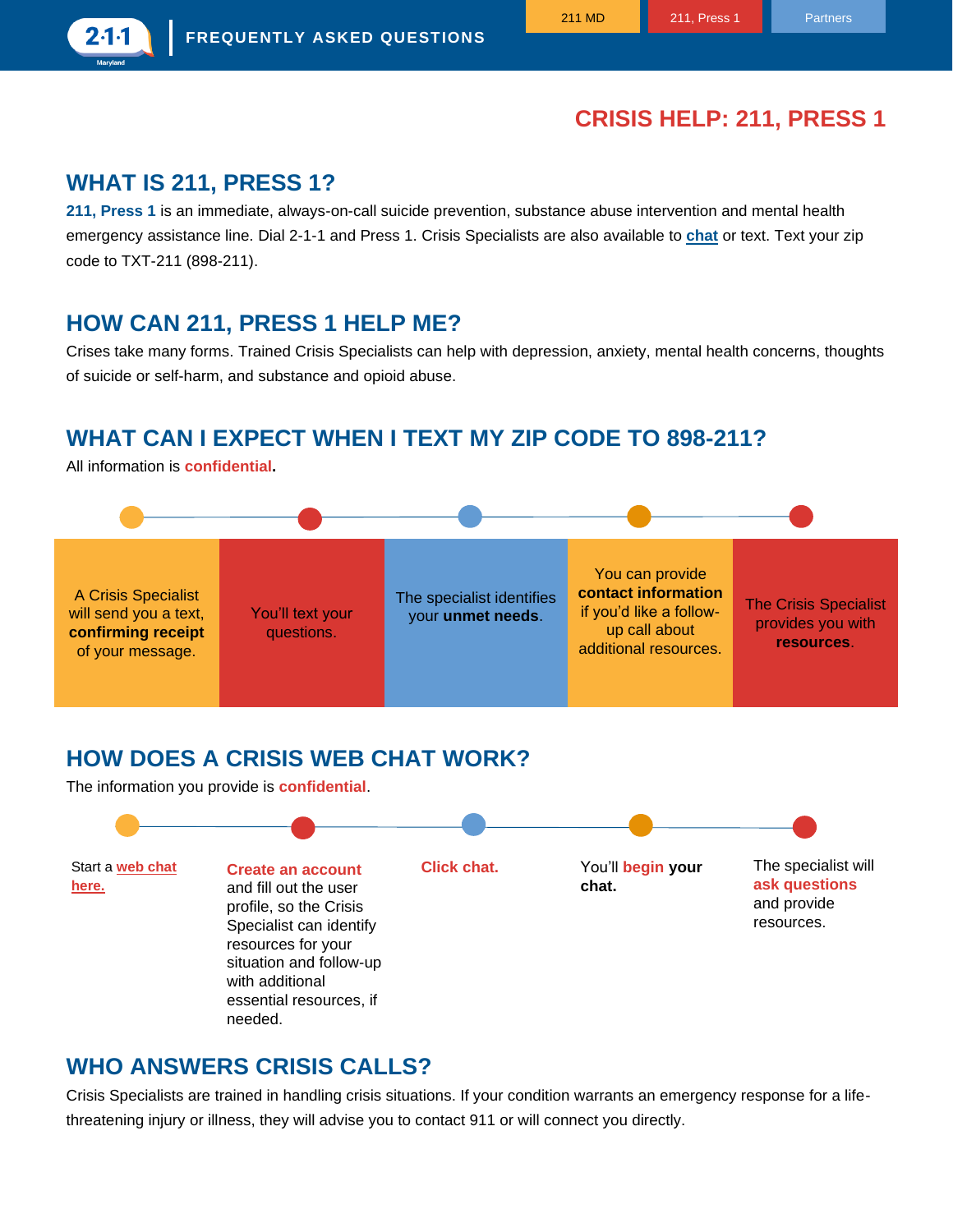# CRISIS HELP: 211, PRESS 1

## WHAT IS 211, PRESS 1?

**211, Press 1** is an immediate, always-on-call suicide prevention, substance abuse intervention and mental health emergency assistance line. Dial 2-1-1 and Press 1. Crisis Specialists are also available to **chat** or text. Text your zip code to TXT-211 (898-211).

## HOW CAN 211, PRESS 1 HELP ME?

Crises take many forms. Trained Crisis Specialists can help with depression, anxiety, mental health concerns, thoughts of suicide or self-harm, and substance and opioid abuse.

## WHAT CAN I EXPECT WHEN I TEXT MY ZIP CODE TO 898-211?

All information is **confidential.**

1. A Crisis Specialist will send you a text, **confirming receipt** of your message.
2. You'll text your questions.
3. The specialist identifies your **unmet needs**.
4. You can provide **contact information** if you'd like a follow-up call about additional resources.
5. The Crisis Specialist provides you with **resources**.

## HOW DOES A CRISIS WEB CHAT WORK?

The information you provide is **confidential**.

1. Start a **web chat here.**
2. **Create an account** and fill out the user profile, so the Crisis Specialist can identify resources for your situation and follow-up with additional essential resources, if needed.
3. **Click chat.**
4. You'll **begin your chat.**
5. The specialist will **ask questions** and provide resources.

## WHO ANSWERS CRISIS CALLS?

Crisis Specialists are trained in handling crisis situations. If your condition warrants an emergency response for a life-threatening injury or illness, they will advise you to contact 911 or will connect you directly.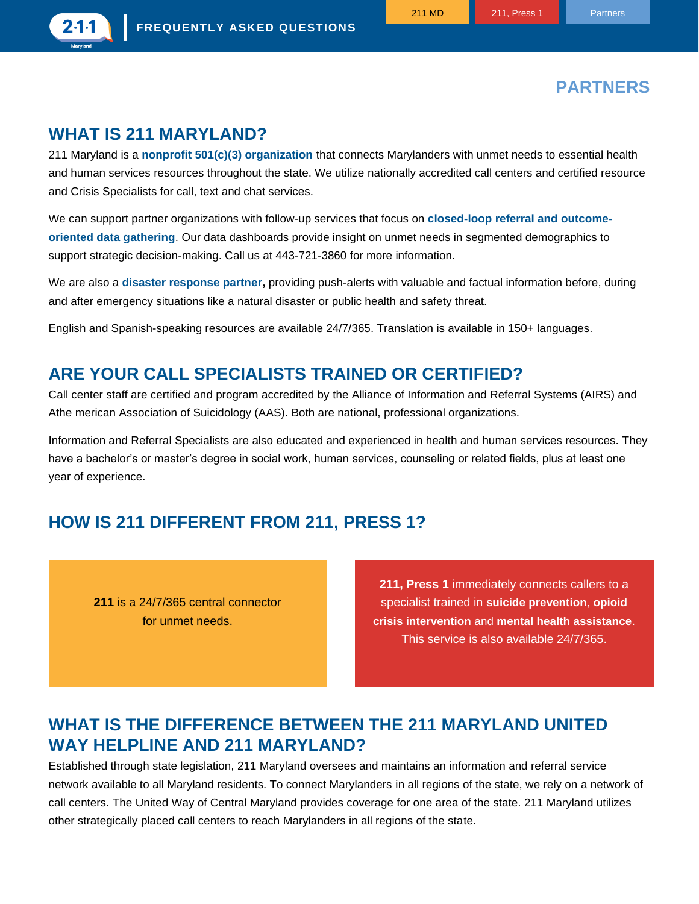# PARTNERS

## WHAT IS 211 MARYLAND?

211 Maryland is a **nonprofit 501(c)(3) organization** that connects Marylanders with unmet needs to essential health and human services resources throughout the state. We utilize nationally accredited call centers and certified resource and Crisis Specialists for call, text and chat services.

We can support partner organizations with follow-up services that focus on **closed-loop referral and outcome-oriented data gathering**. Our data dashboards provide insight on unmet needs in segmented demographics to support strategic decision-making. Call us at 443-721-3860 for more information.

We are also a **disaster response partner,** providing push-alerts with valuable and factual information before, during and after emergency situations like a natural disaster or public health and safety threat.

English and Spanish-speaking resources are available 24/7/365. Translation is available in 150+ languages.

## ARE YOUR CALL SPECIALISTS TRAINED OR CERTIFIED?

Call center staff are certified and program accredited by the Alliance of Information and Referral Systems (AIRS) and Athe merican Association of Suicidology (AAS). Both are national, professional organizations.

Information and Referral Specialists are also educated and experienced in health and human services resources. They have a bachelor's or master's degree in social work, human services, counseling or related fields, plus at least one year of experience.

## HOW IS 211 DIFFERENT FROM 211, PRESS 1?

**211** is a 24/7/365 central connector for unmet needs.

**211, Press 1** immediately connects callers to a specialist trained in **suicide prevention**, **opioid crisis intervention** and **mental health assistance**. This service is also available 24/7/365.

## WHAT IS THE DIFFERENCE BETWEEN THE 211 MARYLAND UNITED WAY HELPLINE AND 211 MARYLAND?

Established through state legislation, 211 Maryland oversees and maintains an information and referral service network available to all Maryland residents. To connect Marylanders in all regions of the state, we rely on a network of call centers. The United Way of Central Maryland provides coverage for one area of the state. 211 Maryland utilizes other strategically placed call centers to reach Marylanders in all regions of the state.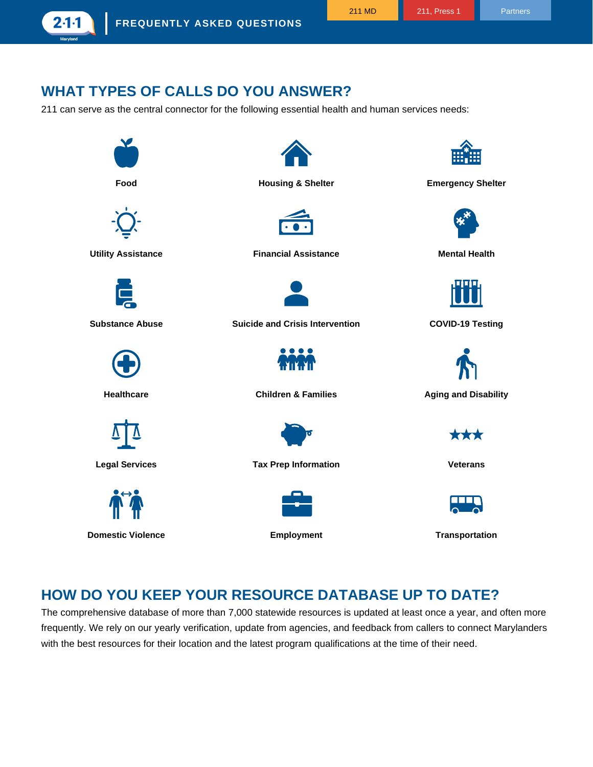## WHAT TYPES OF CALLS DO YOU ANSWER?

211 can serve as the central connector for the following essential health and human services needs:

- **Food**
- **Housing & Shelter**
- **Emergency Shelter**
- **Utility Assistance**
- **Financial Assistance**
- **Mental Health**
- **Substance Abuse**
- **Suicide and Crisis Intervention**
- **COVID-19 Testing**
- **Healthcare**
- **Children & Families**
- **Aging and Disability**
- **Legal Services**
- **Tax Prep Information**
- **Veterans**
- **Domestic Violence**
- **Employment**
- **Transportation**

## HOW DO YOU KEEP YOUR RESOURCE DATABASE UP TO DATE?

The comprehensive database of more than 7,000 statewide resources is updated at least once a year, and often more frequently. We rely on our yearly verification, update from agencies, and feedback from callers to connect Marylanders with the best resources for their location and the latest program qualifications at the time of their need.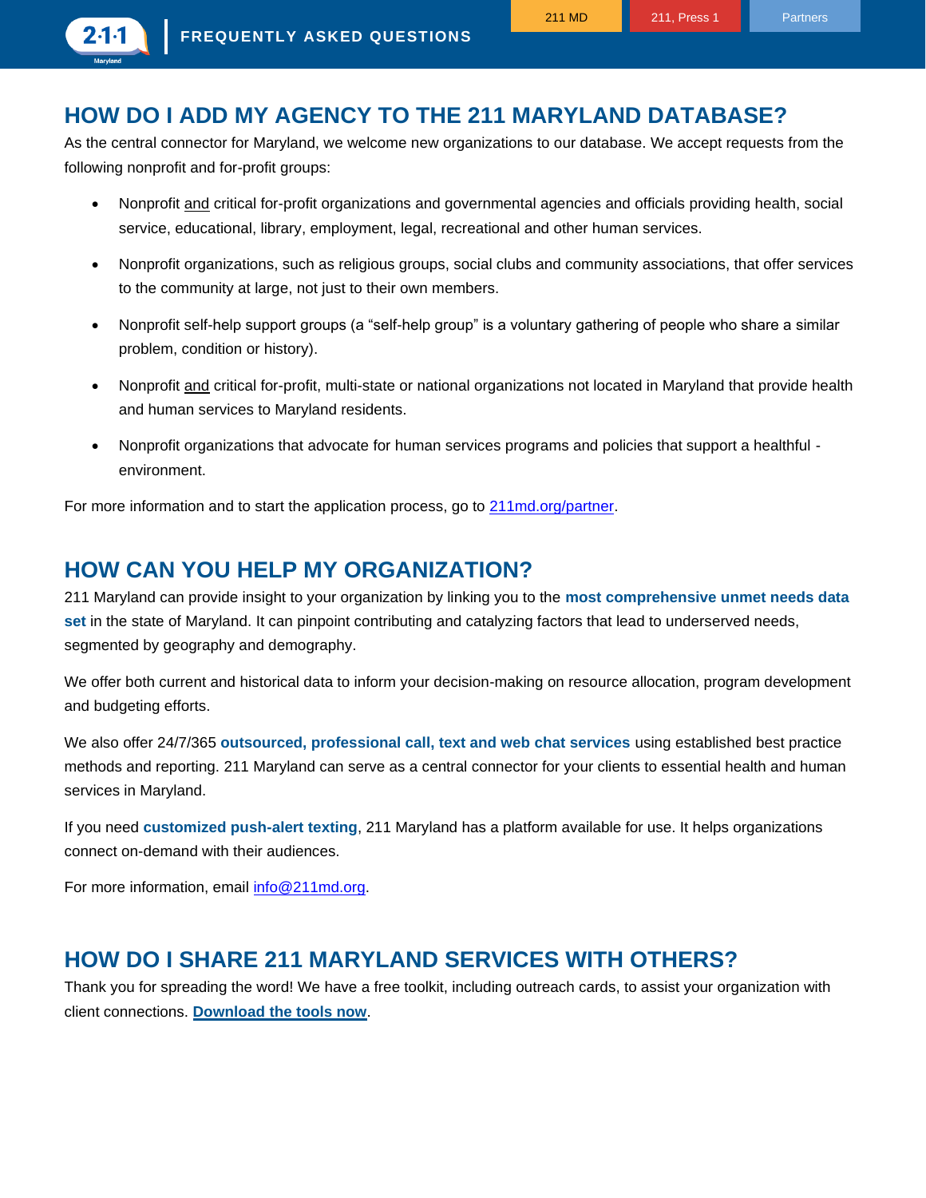## HOW DO I ADD MY AGENCY TO THE 211 MARYLAND DATABASE?

As the central connector for Maryland, we welcome new organizations to our database. We accept requests from the following nonprofit and for-profit groups:

- Nonprofit and critical for-profit organizations and governmental agencies and officials providing health, social service, educational, library, employment, legal, recreational and other human services.
- Nonprofit organizations, such as religious groups, social clubs and community associations, that offer services to the community at large, not just to their own members.
- Nonprofit self-help support groups (a "self-help group" is a voluntary gathering of people who share a similar problem, condition or history).
- Nonprofit and critical for-profit, multi-state or national organizations not located in Maryland that provide health and human services to Maryland residents.
- Nonprofit organizations that advocate for human services programs and policies that support a healthful - environment.

For more information and to start the application process, go to [211md.org/partner](211md.org/partner).

## HOW CAN YOU HELP MY ORGANIZATION?

211 Maryland can provide insight to your organization by linking you to the **most comprehensive unmet needs data set** in the state of Maryland. It can pinpoint contributing and catalyzing factors that lead to underserved needs, segmented by geography and demography.

We offer both current and historical data to inform your decision-making on resource allocation, program development and budgeting efforts.

We also offer 24/7/365 **outsourced, professional call, text and web chat services** using established best practice methods and reporting. 211 Maryland can serve as a central connector for your clients to essential health and human services in Maryland.

If you need **customized push-alert texting**, 211 Maryland has a platform available for use. It helps organizations connect on-demand with their audiences.

For more information, email [info@211md.org](mailto:info@211md.org).

## HOW DO I SHARE 211 MARYLAND SERVICES WITH OTHERS?

Thank you for spreading the word! We have a free toolkit, including outreach cards, to assist your organization with client connections. **Download the tools now**.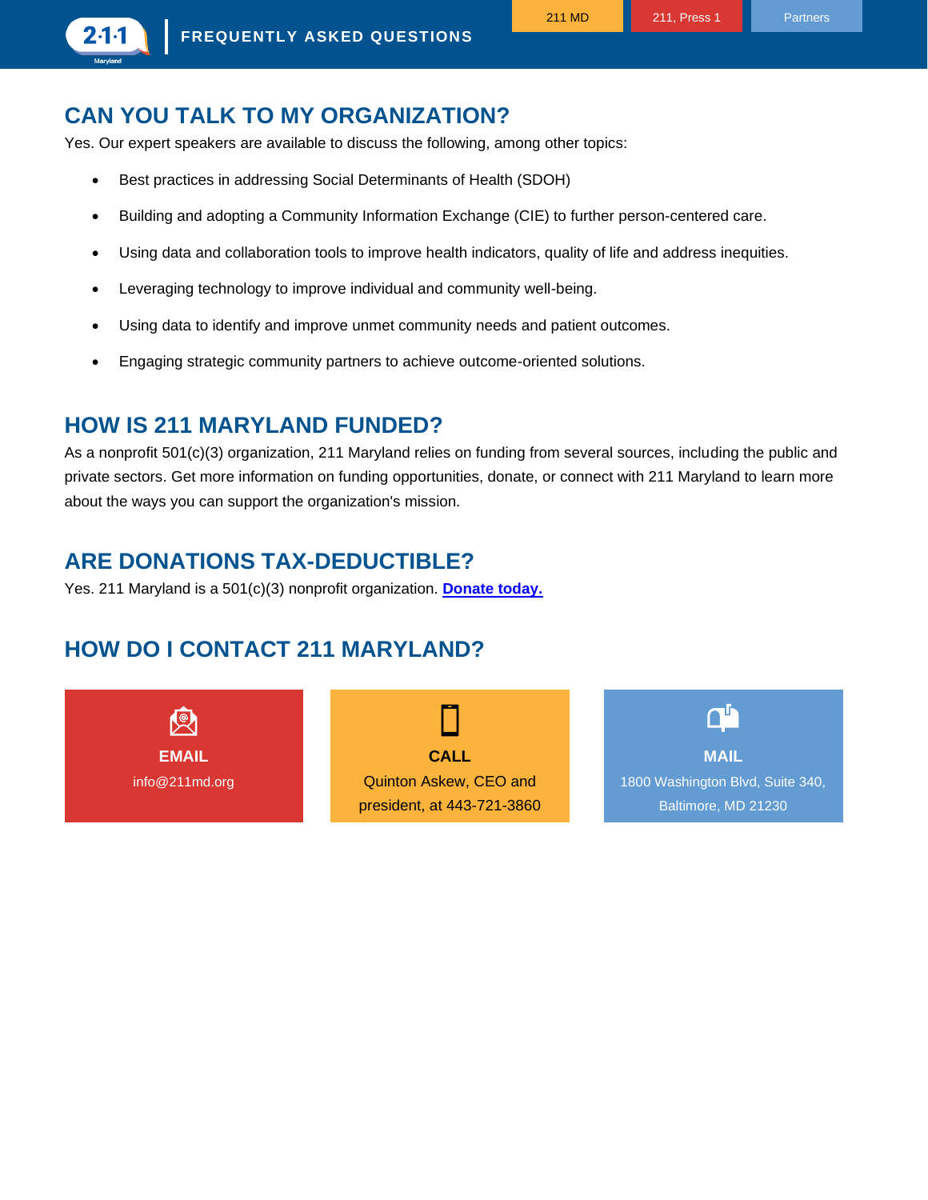## CAN YOU TALK TO MY ORGANIZATION?

Yes. Our expert speakers are available to discuss the following, among other topics:

- Best practices in addressing Social Determinants of Health (SDOH)
- Building and adopting a Community Information Exchange (CIE) to further person-centered care.
- Using data and collaboration tools to improve health indicators, quality of life and address inequities.
- Leveraging technology to improve individual and community well-being.
- Using data to identify and improve unmet community needs and patient outcomes.
- Engaging strategic community partners to achieve outcome-oriented solutions.

## HOW IS 211 MARYLAND FUNDED?

As a nonprofit 501(c)(3) organization, 211 Maryland relies on funding from several sources, including the public and private sectors. Get more information on funding opportunities, donate, or connect with 211 Maryland to learn more about the ways you can support the organization's mission.

## ARE DONATIONS TAX-DEDUCTIBLE?

Yes. 211 Maryland is a 501(c)(3) nonprofit organization. **Donate today.**

## HOW DO I CONTACT 211 MARYLAND?

**EMAIL**
info@211md.org

**CALL**
Quinton Askew, CEO and president, at 443-721-3860

**MAIL**
1800 Washington Blvd, Suite 340, Baltimore, MD 21230